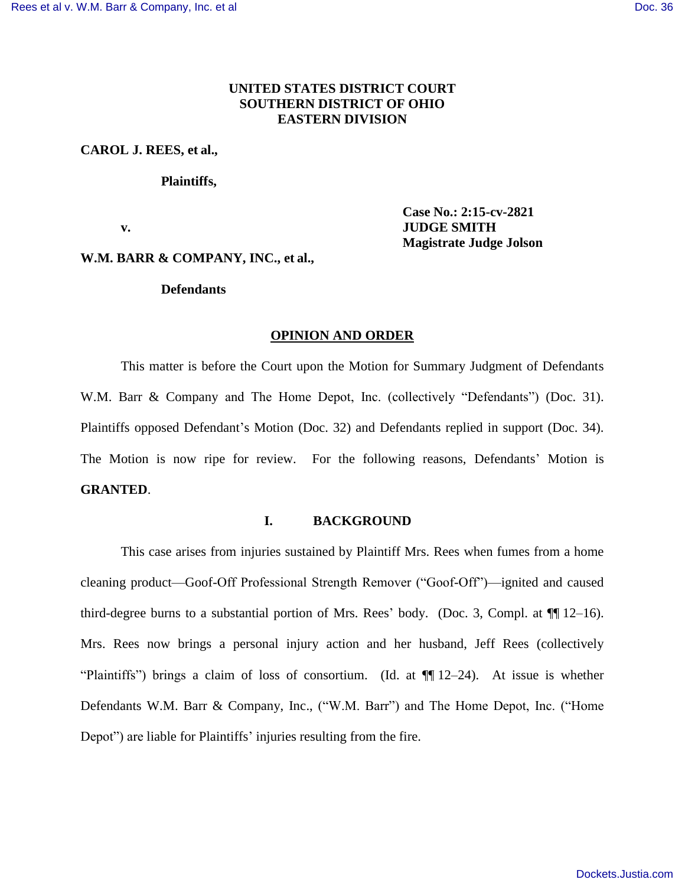**UNITED STATES DISTRICT COURT**
**SOUTHERN DISTRICT OF OHIO**
**EASTERN DIVISION**

**CAROL J. REES, et al.,**

**Plaintiffs,**

**v.**

**Case No.: 2:15-cv-2821**
**JUDGE SMITH**
**Magistrate Judge Jolson**

**W.M. BARR & COMPANY, INC., et al.,**

**Defendants**

## OPINION AND ORDER

This matter is before the Court upon the Motion for Summary Judgment of Defendants W.M. Barr & Company and The Home Depot, Inc. (collectively "Defendants") (Doc. 31). Plaintiffs opposed Defendant's Motion (Doc. 32) and Defendants replied in support (Doc. 34). The Motion is now ripe for review. For the following reasons, Defendants' Motion is **GRANTED**.

## I. BACKGROUND

This case arises from injuries sustained by Plaintiff Mrs. Rees when fumes from a home cleaning product—Goof-Off Professional Strength Remover ("Goof-Off")—ignited and caused third-degree burns to a substantial portion of Mrs. Rees' body. (Doc. 3, Compl. at ¶¶ 12–16). Mrs. Rees now brings a personal injury action and her husband, Jeff Rees (collectively "Plaintiffs") brings a claim of loss of consortium. (Id. at ¶¶ 12–24). At issue is whether Defendants W.M. Barr & Company, Inc., ("W.M. Barr") and The Home Depot, Inc. ("Home Depot") are liable for Plaintiffs' injuries resulting from the fire.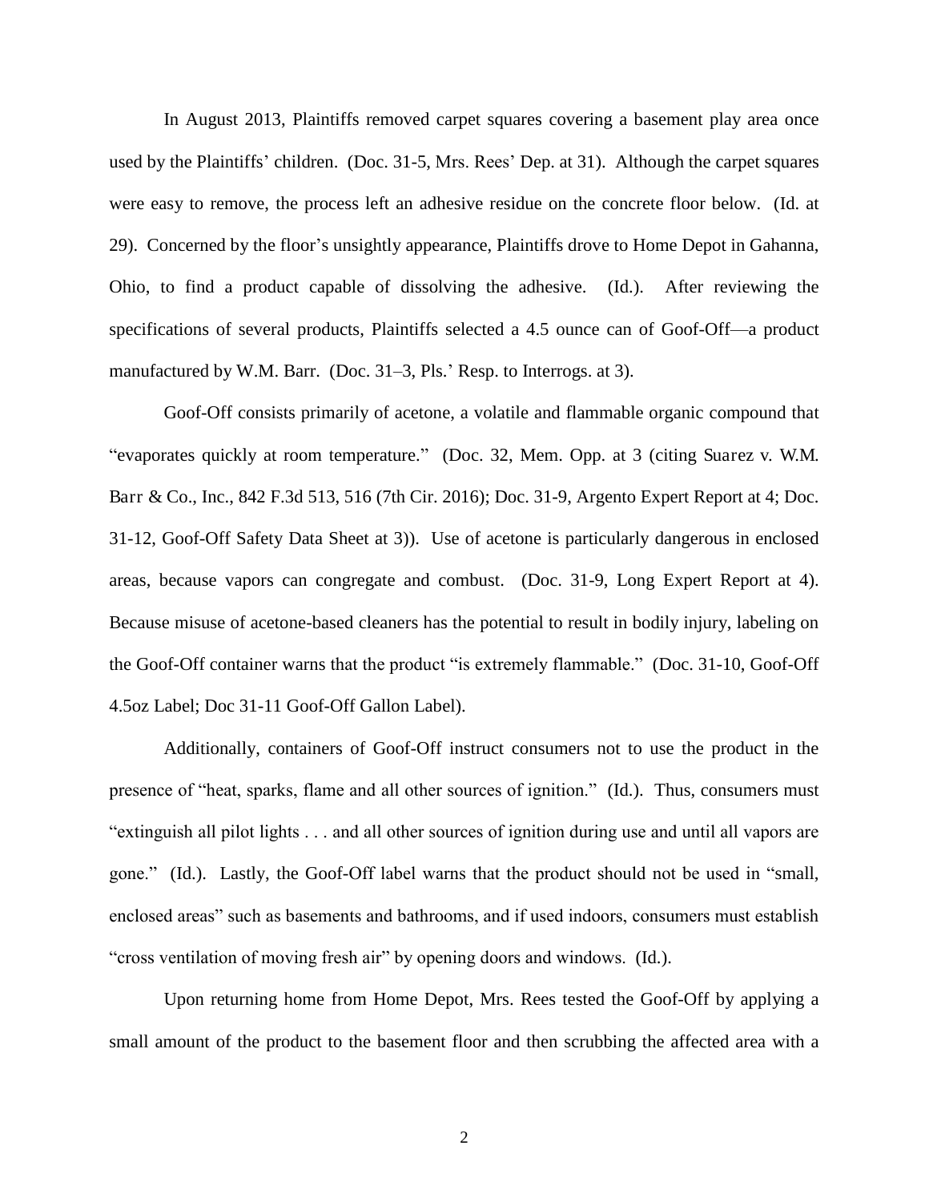In August 2013, Plaintiffs removed carpet squares covering a basement play area once used by the Plaintiffs' children. (Doc. 31-5, Mrs. Rees' Dep. at 31). Although the carpet squares were easy to remove, the process left an adhesive residue on the concrete floor below. (Id. at 29). Concerned by the floor's unsightly appearance, Plaintiffs drove to Home Depot in Gahanna, Ohio, to find a product capable of dissolving the adhesive. (Id.). After reviewing the specifications of several products, Plaintiffs selected a 4.5 ounce can of Goof-Off—a product manufactured by W.M. Barr. (Doc. 31–3, Pls.' Resp. to Interrogs. at 3).

Goof-Off consists primarily of acetone, a volatile and flammable organic compound that "evaporates quickly at room temperature." (Doc. 32, Mem. Opp. at 3 (citing Suarez v. W.M. Barr & Co., Inc., 842 F.3d 513, 516 (7th Cir. 2016); Doc. 31-9, Argento Expert Report at 4; Doc. 31-12, Goof-Off Safety Data Sheet at 3)). Use of acetone is particularly dangerous in enclosed areas, because vapors can congregate and combust. (Doc. 31-9, Long Expert Report at 4). Because misuse of acetone-based cleaners has the potential to result in bodily injury, labeling on the Goof-Off container warns that the product "is extremely flammable." (Doc. 31-10, Goof-Off 4.5oz Label; Doc 31-11 Goof-Off Gallon Label).

Additionally, containers of Goof-Off instruct consumers not to use the product in the presence of "heat, sparks, flame and all other sources of ignition." (Id.). Thus, consumers must "extinguish all pilot lights . . . and all other sources of ignition during use and until all vapors are gone." (Id.). Lastly, the Goof-Off label warns that the product should not be used in "small, enclosed areas" such as basements and bathrooms, and if used indoors, consumers must establish "cross ventilation of moving fresh air" by opening doors and windows. (Id.).

Upon returning home from Home Depot, Mrs. Rees tested the Goof-Off by applying a small amount of the product to the basement floor and then scrubbing the affected area with a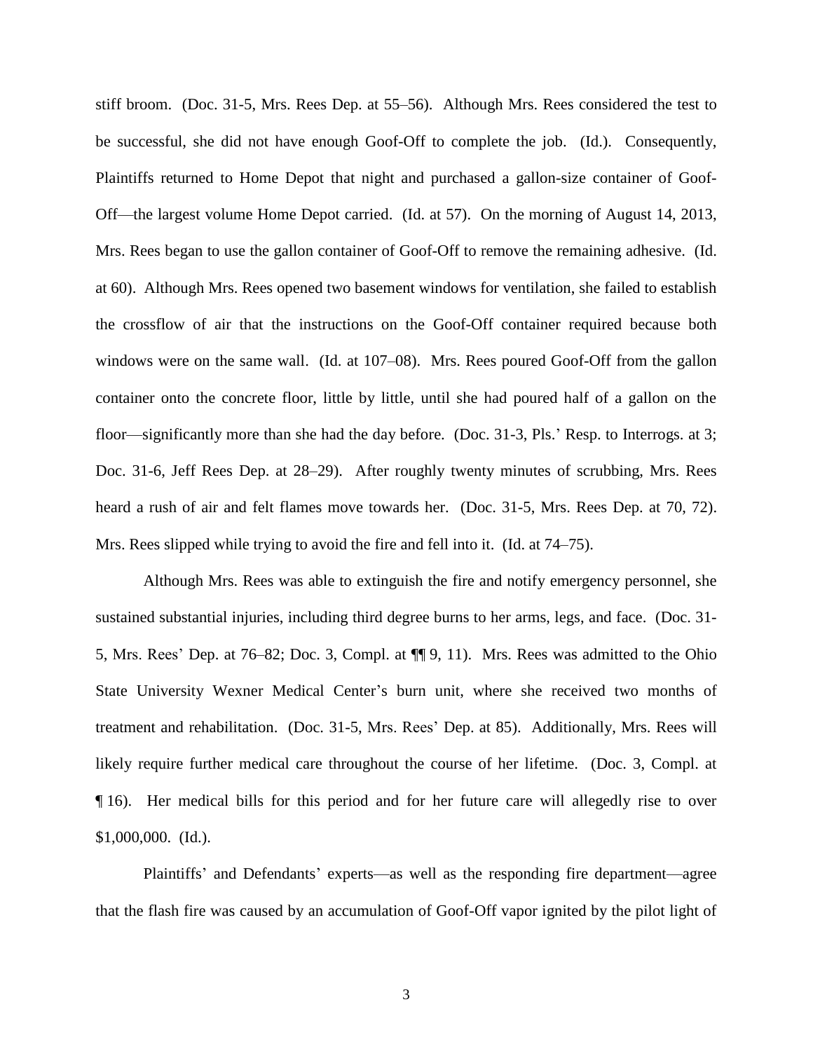stiff broom. (Doc. 31-5, Mrs. Rees Dep. at 55–56). Although Mrs. Rees considered the test to be successful, she did not have enough Goof-Off to complete the job. (Id.). Consequently, Plaintiffs returned to Home Depot that night and purchased a gallon-size container of Goof-Off—the largest volume Home Depot carried. (Id. at 57). On the morning of August 14, 2013, Mrs. Rees began to use the gallon container of Goof-Off to remove the remaining adhesive. (Id. at 60). Although Mrs. Rees opened two basement windows for ventilation, she failed to establish the crossflow of air that the instructions on the Goof-Off container required because both windows were on the same wall. (Id. at 107–08). Mrs. Rees poured Goof-Off from the gallon container onto the concrete floor, little by little, until she had poured half of a gallon on the floor—significantly more than she had the day before. (Doc. 31-3, Pls.' Resp. to Interrogs. at 3; Doc. 31-6, Jeff Rees Dep. at 28–29). After roughly twenty minutes of scrubbing, Mrs. Rees heard a rush of air and felt flames move towards her. (Doc. 31-5, Mrs. Rees Dep. at 70, 72). Mrs. Rees slipped while trying to avoid the fire and fell into it. (Id. at 74–75).

Although Mrs. Rees was able to extinguish the fire and notify emergency personnel, she sustained substantial injuries, including third degree burns to her arms, legs, and face. (Doc. 31-5, Mrs. Rees' Dep. at 76–82; Doc. 3, Compl. at ¶¶ 9, 11). Mrs. Rees was admitted to the Ohio State University Wexner Medical Center's burn unit, where she received two months of treatment and rehabilitation. (Doc. 31-5, Mrs. Rees' Dep. at 85). Additionally, Mrs. Rees will likely require further medical care throughout the course of her lifetime. (Doc. 3, Compl. at ¶ 16). Her medical bills for this period and for her future care will allegedly rise to over $1,000,000. (Id.).

Plaintiffs' and Defendants' experts—as well as the responding fire department—agree that the flash fire was caused by an accumulation of Goof-Off vapor ignited by the pilot light of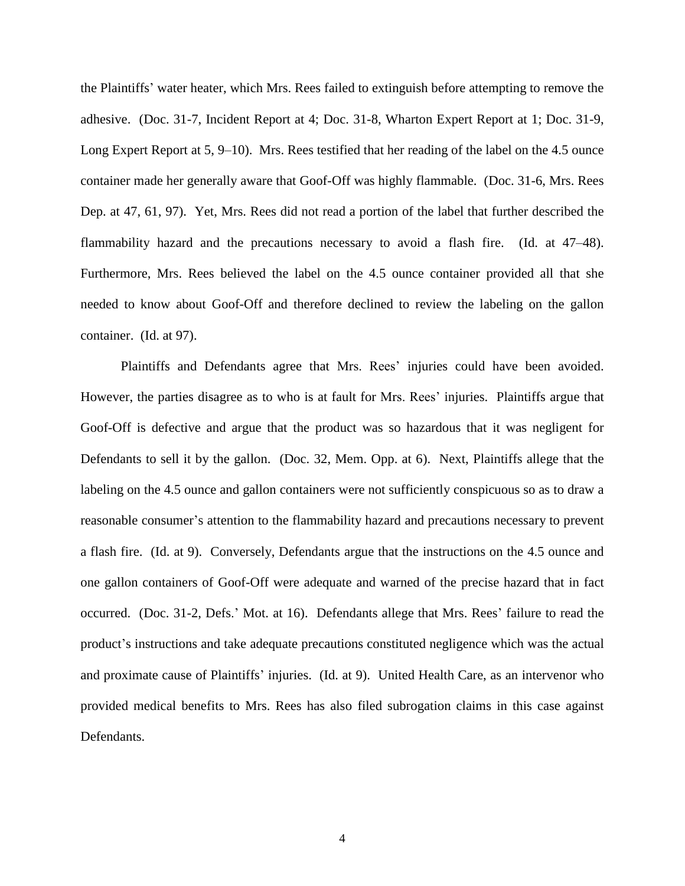the Plaintiffs' water heater, which Mrs. Rees failed to extinguish before attempting to remove the adhesive. (Doc. 31-7, Incident Report at 4; Doc. 31-8, Wharton Expert Report at 1; Doc. 31-9, Long Expert Report at 5, 9–10). Mrs. Rees testified that her reading of the label on the 4.5 ounce container made her generally aware that Goof-Off was highly flammable. (Doc. 31-6, Mrs. Rees Dep. at 47, 61, 97). Yet, Mrs. Rees did not read a portion of the label that further described the flammability hazard and the precautions necessary to avoid a flash fire. (Id. at 47–48). Furthermore, Mrs. Rees believed the label on the 4.5 ounce container provided all that she needed to know about Goof-Off and therefore declined to review the labeling on the gallon container. (Id. at 97).

Plaintiffs and Defendants agree that Mrs. Rees' injuries could have been avoided. However, the parties disagree as to who is at fault for Mrs. Rees' injuries. Plaintiffs argue that Goof-Off is defective and argue that the product was so hazardous that it was negligent for Defendants to sell it by the gallon. (Doc. 32, Mem. Opp. at 6). Next, Plaintiffs allege that the labeling on the 4.5 ounce and gallon containers were not sufficiently conspicuous so as to draw a reasonable consumer's attention to the flammability hazard and precautions necessary to prevent a flash fire. (Id. at 9). Conversely, Defendants argue that the instructions on the 4.5 ounce and one gallon containers of Goof-Off were adequate and warned of the precise hazard that in fact occurred. (Doc. 31-2, Defs.' Mot. at 16). Defendants allege that Mrs. Rees' failure to read the product's instructions and take adequate precautions constituted negligence which was the actual and proximate cause of Plaintiffs' injuries. (Id. at 9). United Health Care, as an intervenor who provided medical benefits to Mrs. Rees has also filed subrogation claims in this case against Defendants.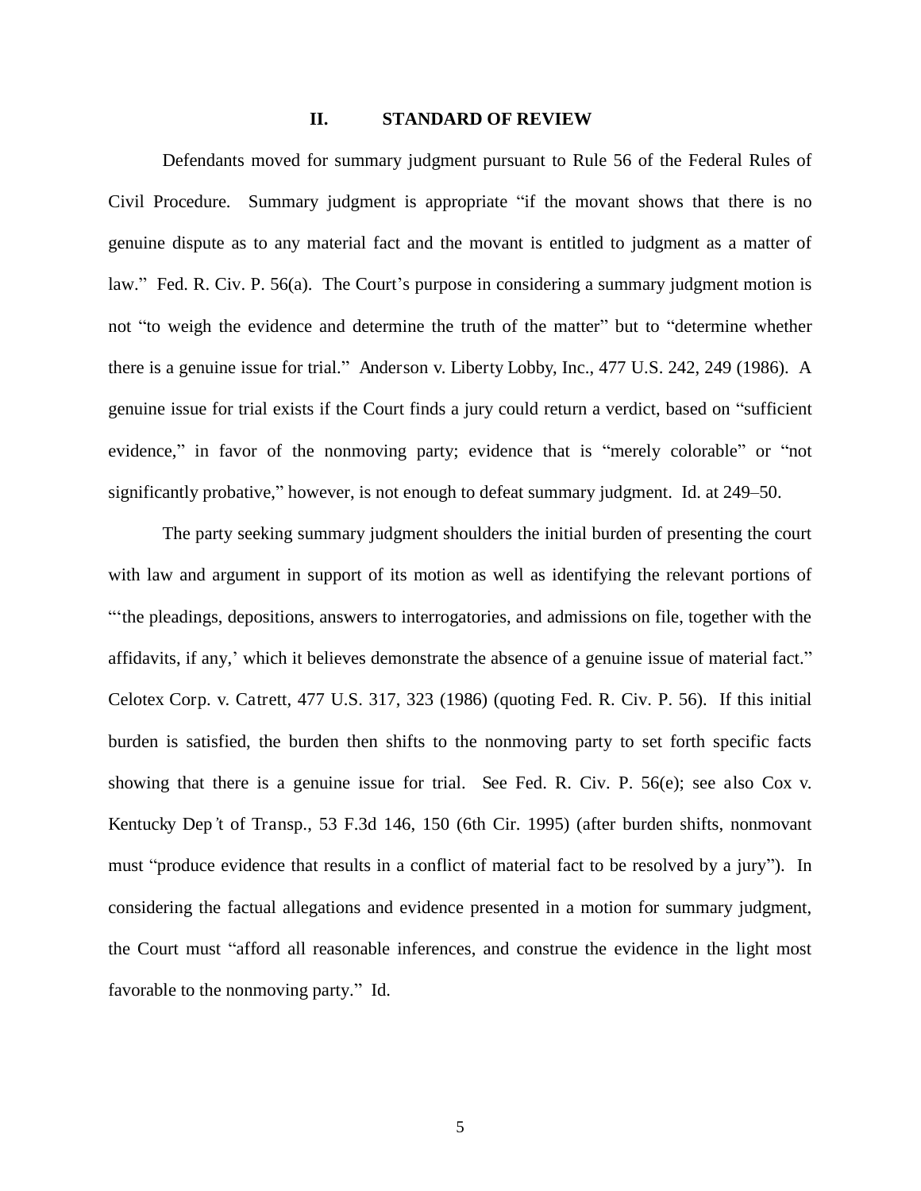## II. STANDARD OF REVIEW

Defendants moved for summary judgment pursuant to Rule 56 of the Federal Rules of Civil Procedure. Summary judgment is appropriate "if the movant shows that there is no genuine dispute as to any material fact and the movant is entitled to judgment as a matter of law." Fed. R. Civ. P. 56(a). The Court's purpose in considering a summary judgment motion is not "to weigh the evidence and determine the truth of the matter" but to "determine whether there is a genuine issue for trial." Anderson v. Liberty Lobby, Inc., 477 U.S. 242, 249 (1986). A genuine issue for trial exists if the Court finds a jury could return a verdict, based on "sufficient evidence," in favor of the nonmoving party; evidence that is "merely colorable" or "not significantly probative," however, is not enough to defeat summary judgment. Id. at 249–50.

The party seeking summary judgment shoulders the initial burden of presenting the court with law and argument in support of its motion as well as identifying the relevant portions of "'the pleadings, depositions, answers to interrogatories, and admissions on file, together with the affidavits, if any,' which it believes demonstrate the absence of a genuine issue of material fact." Celotex Corp. v. Catrett, 477 U.S. 317, 323 (1986) (quoting Fed. R. Civ. P. 56). If this initial burden is satisfied, the burden then shifts to the nonmoving party to set forth specific facts showing that there is a genuine issue for trial. See Fed. R. Civ. P. 56(e); see also Cox v. Kentucky Dep't of Transp., 53 F.3d 146, 150 (6th Cir. 1995) (after burden shifts, nonmovant must "produce evidence that results in a conflict of material fact to be resolved by a jury"). In considering the factual allegations and evidence presented in a motion for summary judgment, the Court must "afford all reasonable inferences, and construe the evidence in the light most favorable to the nonmoving party." Id.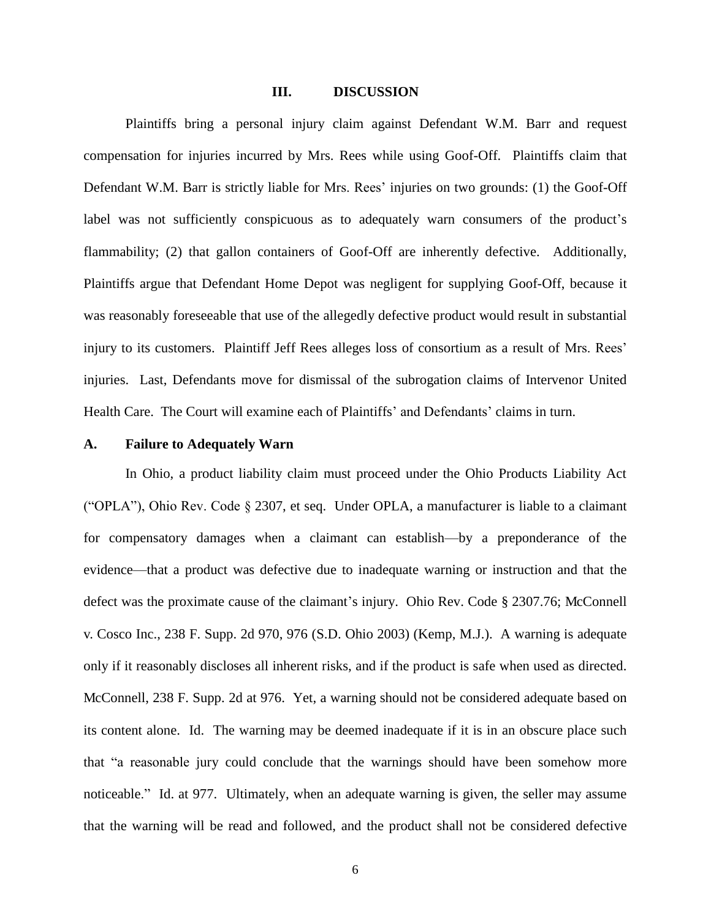## III. DISCUSSION

Plaintiffs bring a personal injury claim against Defendant W.M. Barr and request compensation for injuries incurred by Mrs. Rees while using Goof-Off. Plaintiffs claim that Defendant W.M. Barr is strictly liable for Mrs. Rees' injuries on two grounds: (1) the Goof-Off label was not sufficiently conspicuous as to adequately warn consumers of the product's flammability; (2) that gallon containers of Goof-Off are inherently defective. Additionally, Plaintiffs argue that Defendant Home Depot was negligent for supplying Goof-Off, because it was reasonably foreseeable that use of the allegedly defective product would result in substantial injury to its customers. Plaintiff Jeff Rees alleges loss of consortium as a result of Mrs. Rees' injuries. Last, Defendants move for dismissal of the subrogation claims of Intervenor United Health Care. The Court will examine each of Plaintiffs' and Defendants' claims in turn.

### A. Failure to Adequately Warn

In Ohio, a product liability claim must proceed under the Ohio Products Liability Act ("OPLA"), Ohio Rev. Code § 2307, et seq. Under OPLA, a manufacturer is liable to a claimant for compensatory damages when a claimant can establish—by a preponderance of the evidence—that a product was defective due to inadequate warning or instruction and that the defect was the proximate cause of the claimant's injury. Ohio Rev. Code § 2307.76; McConnell v. Cosco Inc., 238 F. Supp. 2d 970, 976 (S.D. Ohio 2003) (Kemp, M.J.). A warning is adequate only if it reasonably discloses all inherent risks, and if the product is safe when used as directed. McConnell, 238 F. Supp. 2d at 976. Yet, a warning should not be considered adequate based on its content alone. Id. The warning may be deemed inadequate if it is in an obscure place such that "a reasonable jury could conclude that the warnings should have been somehow more noticeable." Id. at 977. Ultimately, when an adequate warning is given, the seller may assume that the warning will be read and followed, and the product shall not be considered defective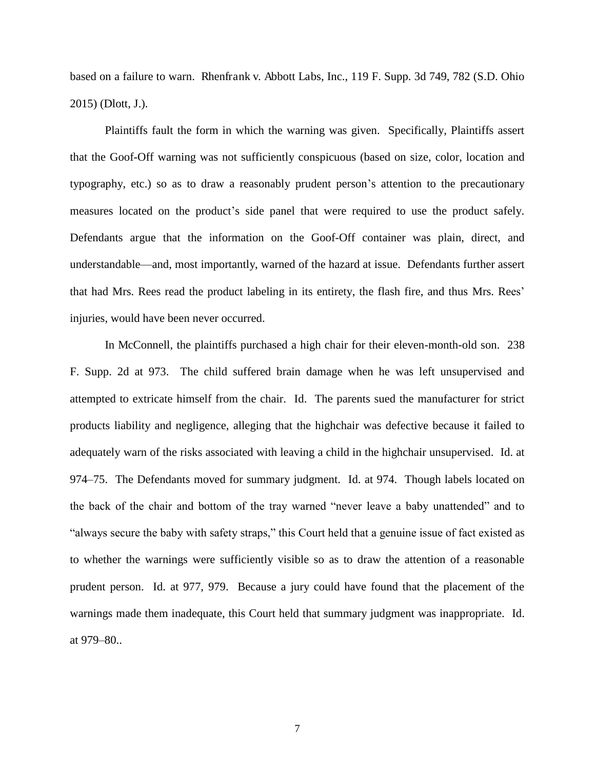based on a failure to warn. Rhenfrank v. Abbott Labs, Inc., 119 F. Supp. 3d 749, 782 (S.D. Ohio 2015) (Dlott, J.).

Plaintiffs fault the form in which the warning was given. Specifically, Plaintiffs assert that the Goof-Off warning was not sufficiently conspicuous (based on size, color, location and typography, etc.) so as to draw a reasonably prudent person's attention to the precautionary measures located on the product's side panel that were required to use the product safely. Defendants argue that the information on the Goof-Off container was plain, direct, and understandable—and, most importantly, warned of the hazard at issue. Defendants further assert that had Mrs. Rees read the product labeling in its entirety, the flash fire, and thus Mrs. Rees' injuries, would have been never occurred.

In McConnell, the plaintiffs purchased a high chair for their eleven-month-old son. 238 F. Supp. 2d at 973. The child suffered brain damage when he was left unsupervised and attempted to extricate himself from the chair. Id. The parents sued the manufacturer for strict products liability and negligence, alleging that the highchair was defective because it failed to adequately warn of the risks associated with leaving a child in the highchair unsupervised. Id. at 974–75. The Defendants moved for summary judgment. Id. at 974. Though labels located on the back of the chair and bottom of the tray warned "never leave a baby unattended" and to "always secure the baby with safety straps," this Court held that a genuine issue of fact existed as to whether the warnings were sufficiently visible so as to draw the attention of a reasonable prudent person. Id. at 977, 979. Because a jury could have found that the placement of the warnings made them inadequate, this Court held that summary judgment was inappropriate. Id. at 979–80..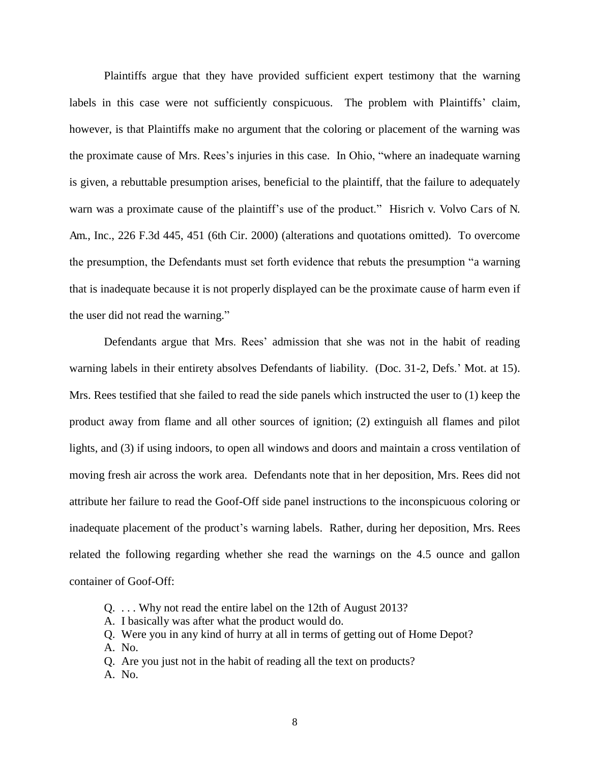Plaintiffs argue that they have provided sufficient expert testimony that the warning labels in this case were not sufficiently conspicuous. The problem with Plaintiffs' claim, however, is that Plaintiffs make no argument that the coloring or placement of the warning was the proximate cause of Mrs. Rees's injuries in this case. In Ohio, "where an inadequate warning is given, a rebuttable presumption arises, beneficial to the plaintiff, that the failure to adequately warn was a proximate cause of the plaintiff's use of the product." Hisrich v. Volvo Cars of N. Am., Inc., 226 F.3d 445, 451 (6th Cir. 2000) (alterations and quotations omitted). To overcome the presumption, the Defendants must set forth evidence that rebuts the presumption "a warning that is inadequate because it is not properly displayed can be the proximate cause of harm even if the user did not read the warning."

Defendants argue that Mrs. Rees' admission that she was not in the habit of reading warning labels in their entirety absolves Defendants of liability. (Doc. 31-2, Defs.' Mot. at 15). Mrs. Rees testified that she failed to read the side panels which instructed the user to (1) keep the product away from flame and all other sources of ignition; (2) extinguish all flames and pilot lights, and (3) if using indoors, to open all windows and doors and maintain a cross ventilation of moving fresh air across the work area. Defendants note that in her deposition, Mrs. Rees did not attribute her failure to read the Goof-Off side panel instructions to the inconspicuous coloring or inadequate placement of the product's warning labels. Rather, during her deposition, Mrs. Rees related the following regarding whether she read the warnings on the 4.5 ounce and gallon container of Goof-Off:

> Q. . . . Why not read the entire label on the 12th of August 2013?
> A. I basically was after what the product would do.
> Q. Were you in any kind of hurry at all in terms of getting out of Home Depot?
> A. No.
> Q. Are you just not in the habit of reading all the text on products?
> A. No.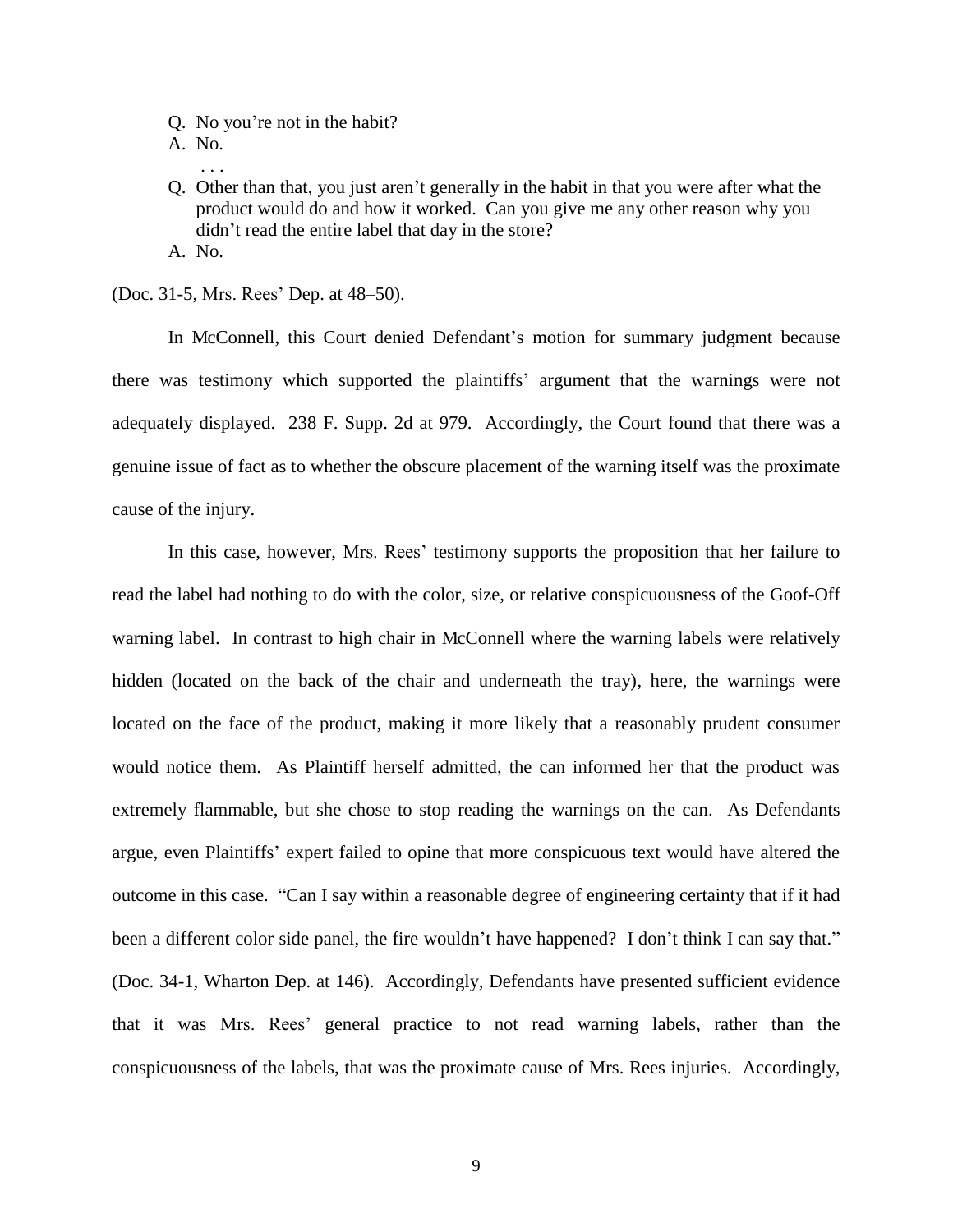Q. No you're not in the habit?

A. No.

. . .

Q. Other than that, you just aren't generally in the habit in that you were after what the product would do and how it worked. Can you give me any other reason why you didn't read the entire label that day in the store?

A. No.

(Doc. 31-5, Mrs. Rees' Dep. at 48–50).

In McConnell, this Court denied Defendant's motion for summary judgment because there was testimony which supported the plaintiffs' argument that the warnings were not adequately displayed. 238 F. Supp. 2d at 979. Accordingly, the Court found that there was a genuine issue of fact as to whether the obscure placement of the warning itself was the proximate cause of the injury.

In this case, however, Mrs. Rees' testimony supports the proposition that her failure to read the label had nothing to do with the color, size, or relative conspicuousness of the Goof-Off warning label. In contrast to high chair in McConnell where the warning labels were relatively hidden (located on the back of the chair and underneath the tray), here, the warnings were located on the face of the product, making it more likely that a reasonably prudent consumer would notice them. As Plaintiff herself admitted, the can informed her that the product was extremely flammable, but she chose to stop reading the warnings on the can. As Defendants argue, even Plaintiffs' expert failed to opine that more conspicuous text would have altered the outcome in this case. "Can I say within a reasonable degree of engineering certainty that if it had been a different color side panel, the fire wouldn't have happened? I don't think I can say that." (Doc. 34-1, Wharton Dep. at 146). Accordingly, Defendants have presented sufficient evidence that it was Mrs. Rees' general practice to not read warning labels, rather than the conspicuousness of the labels, that was the proximate cause of Mrs. Rees injuries. Accordingly,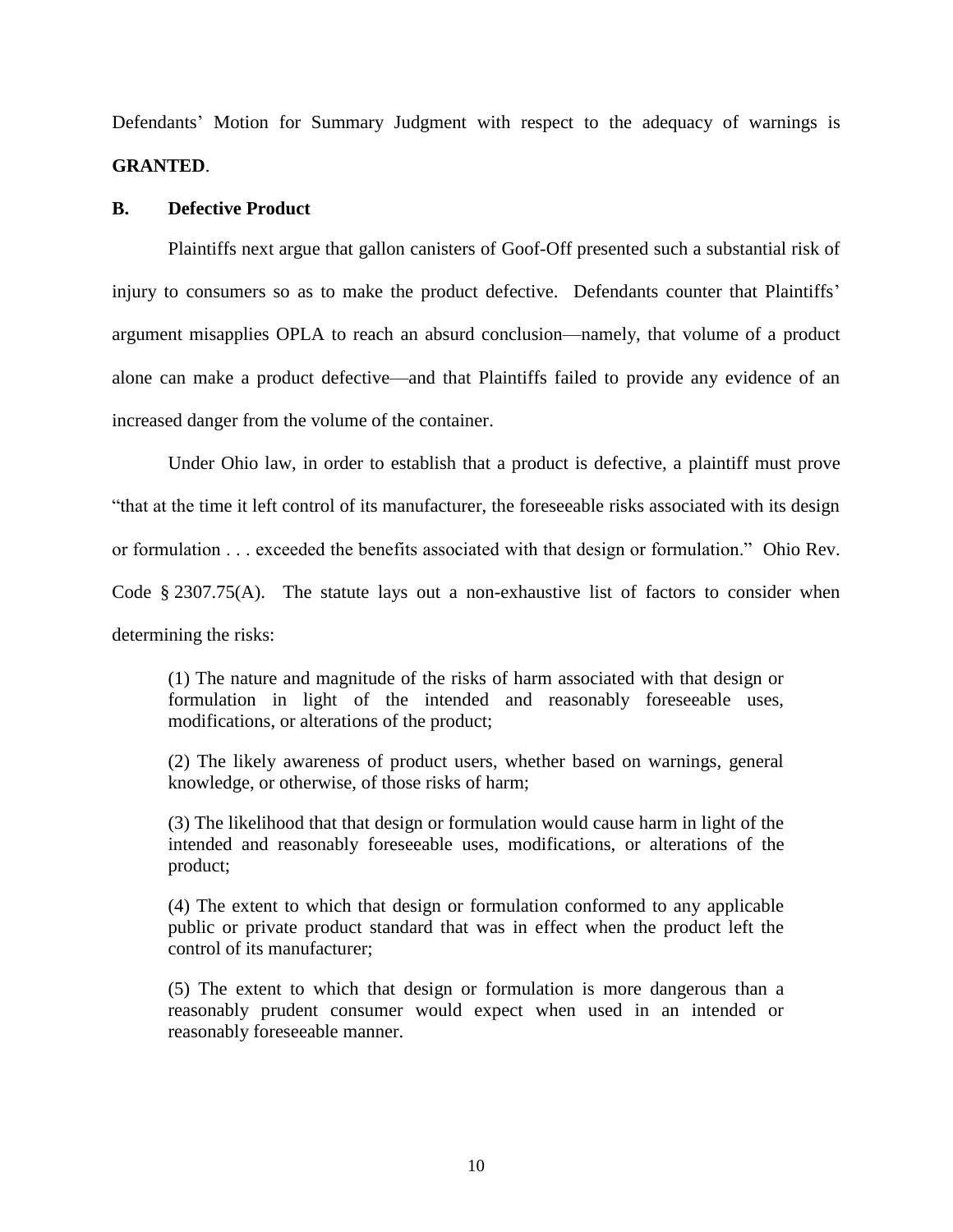Defendants' Motion for Summary Judgment with respect to the adequacy of warnings is **GRANTED**.

### B. Defective Product

Plaintiffs next argue that gallon canisters of Goof-Off presented such a substantial risk of injury to consumers so as to make the product defective. Defendants counter that Plaintiffs' argument misapplies OPLA to reach an absurd conclusion—namely, that volume of a product alone can make a product defective—and that Plaintiffs failed to provide any evidence of an increased danger from the volume of the container.

Under Ohio law, in order to establish that a product is defective, a plaintiff must prove "that at the time it left control of its manufacturer, the foreseeable risks associated with its design or formulation . . . exceeded the benefits associated with that design or formulation." Ohio Rev. Code § 2307.75(A). The statute lays out a non-exhaustive list of factors to consider when determining the risks:

> (1) The nature and magnitude of the risks of harm associated with that design or formulation in light of the intended and reasonably foreseeable uses, modifications, or alterations of the product;
>
> (2) The likely awareness of product users, whether based on warnings, general knowledge, or otherwise, of those risks of harm;
>
> (3) The likelihood that that design or formulation would cause harm in light of the intended and reasonably foreseeable uses, modifications, or alterations of the product;
>
> (4) The extent to which that design or formulation conformed to any applicable public or private product standard that was in effect when the product left the control of its manufacturer;
>
> (5) The extent to which that design or formulation is more dangerous than a reasonably prudent consumer would expect when used in an intended or reasonably foreseeable manner.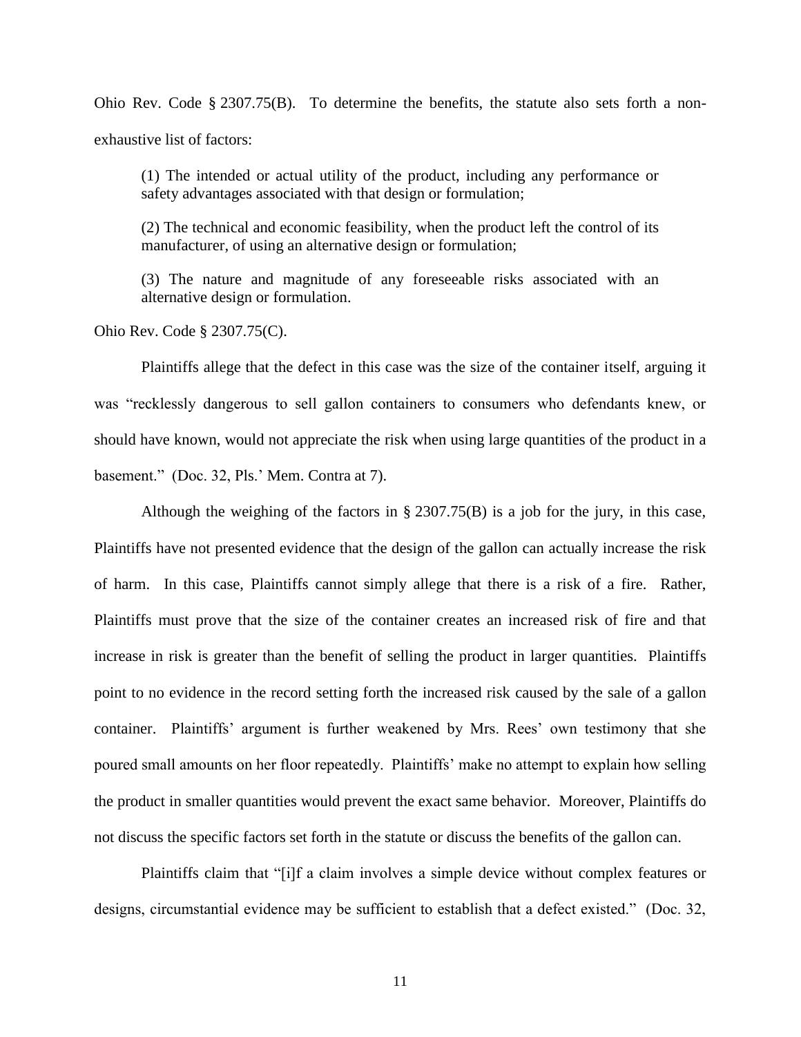Ohio Rev. Code § 2307.75(B). To determine the benefits, the statute also sets forth a non-exhaustive list of factors:

> (1) The intended or actual utility of the product, including any performance or safety advantages associated with that design or formulation;
>
> (2) The technical and economic feasibility, when the product left the control of its manufacturer, of using an alternative design or formulation;
>
> (3) The nature and magnitude of any foreseeable risks associated with an alternative design or formulation.

Ohio Rev. Code § 2307.75(C).

Plaintiffs allege that the defect in this case was the size of the container itself, arguing it was "recklessly dangerous to sell gallon containers to consumers who defendants knew, or should have known, would not appreciate the risk when using large quantities of the product in a basement." (Doc. 32, Pls.' Mem. Contra at 7).

Although the weighing of the factors in § 2307.75(B) is a job for the jury, in this case, Plaintiffs have not presented evidence that the design of the gallon can actually increase the risk of harm. In this case, Plaintiffs cannot simply allege that there is a risk of a fire. Rather, Plaintiffs must prove that the size of the container creates an increased risk of fire and that increase in risk is greater than the benefit of selling the product in larger quantities. Plaintiffs point to no evidence in the record setting forth the increased risk caused by the sale of a gallon container. Plaintiffs' argument is further weakened by Mrs. Rees' own testimony that she poured small amounts on her floor repeatedly. Plaintiffs' make no attempt to explain how selling the product in smaller quantities would prevent the exact same behavior. Moreover, Plaintiffs do not discuss the specific factors set forth in the statute or discuss the benefits of the gallon can.

Plaintiffs claim that "[i]f a claim involves a simple device without complex features or designs, circumstantial evidence may be sufficient to establish that a defect existed." (Doc. 32,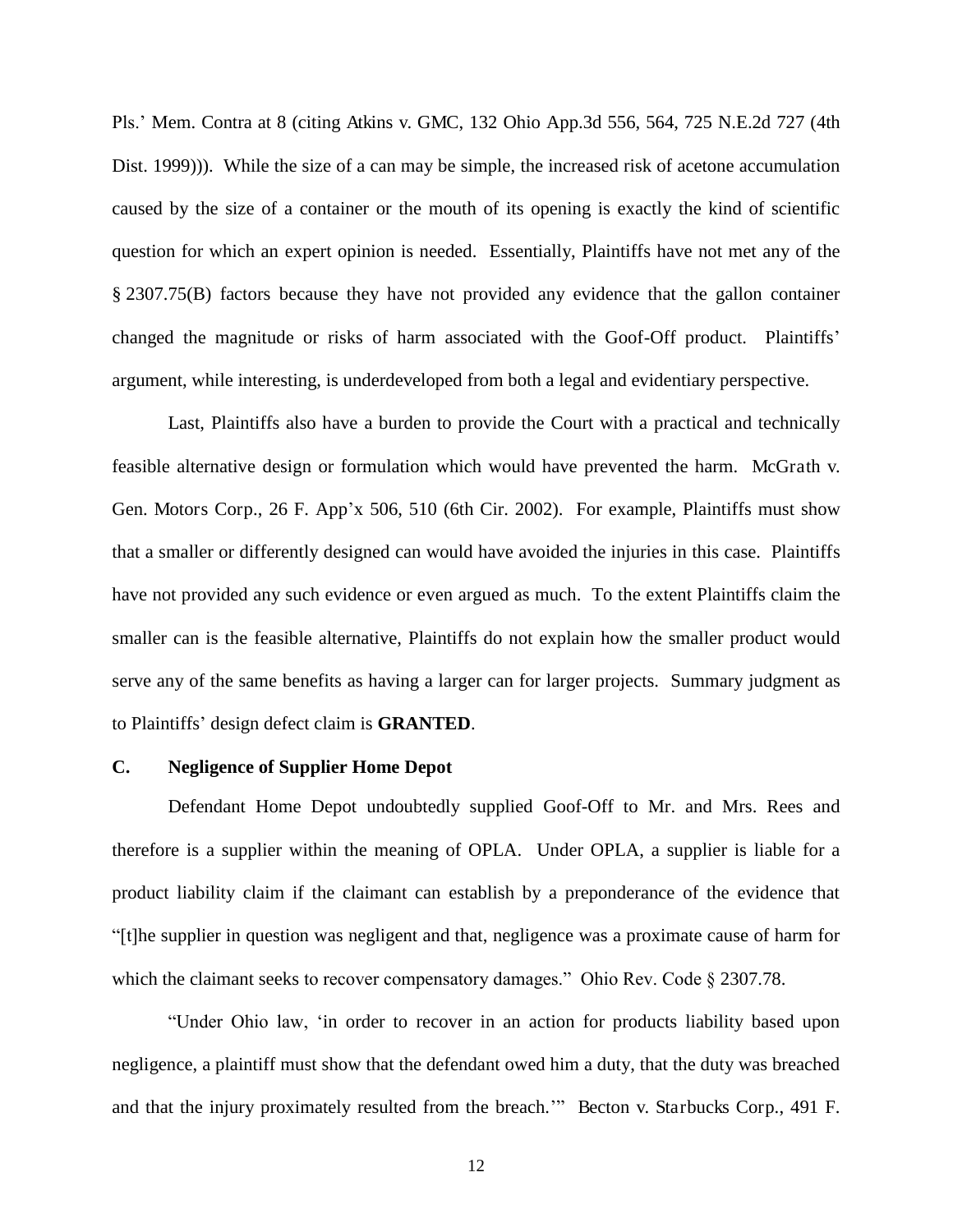Pls.' Mem. Contra at 8 (citing Atkins v. GMC, 132 Ohio App.3d 556, 564, 725 N.E.2d 727 (4th Dist. 1999))). While the size of a can may be simple, the increased risk of acetone accumulation caused by the size of a container or the mouth of its opening is exactly the kind of scientific question for which an expert opinion is needed. Essentially, Plaintiffs have not met any of the § 2307.75(B) factors because they have not provided any evidence that the gallon container changed the magnitude or risks of harm associated with the Goof-Off product. Plaintiffs' argument, while interesting, is underdeveloped from both a legal and evidentiary perspective.

Last, Plaintiffs also have a burden to provide the Court with a practical and technically feasible alternative design or formulation which would have prevented the harm. McGrath v. Gen. Motors Corp., 26 F. App'x 506, 510 (6th Cir. 2002). For example, Plaintiffs must show that a smaller or differently designed can would have avoided the injuries in this case. Plaintiffs have not provided any such evidence or even argued as much. To the extent Plaintiffs claim the smaller can is the feasible alternative, Plaintiffs do not explain how the smaller product would serve any of the same benefits as having a larger can for larger projects. Summary judgment as to Plaintiffs' design defect claim is **GRANTED**.

### C. Negligence of Supplier Home Depot

Defendant Home Depot undoubtedly supplied Goof-Off to Mr. and Mrs. Rees and therefore is a supplier within the meaning of OPLA. Under OPLA, a supplier is liable for a product liability claim if the claimant can establish by a preponderance of the evidence that "[t]he supplier in question was negligent and that, negligence was a proximate cause of harm for which the claimant seeks to recover compensatory damages." Ohio Rev. Code § 2307.78.

"Under Ohio law, 'in order to recover in an action for products liability based upon negligence, a plaintiff must show that the defendant owed him a duty, that the duty was breached and that the injury proximately resulted from the breach.'" Becton v. Starbucks Corp., 491 F.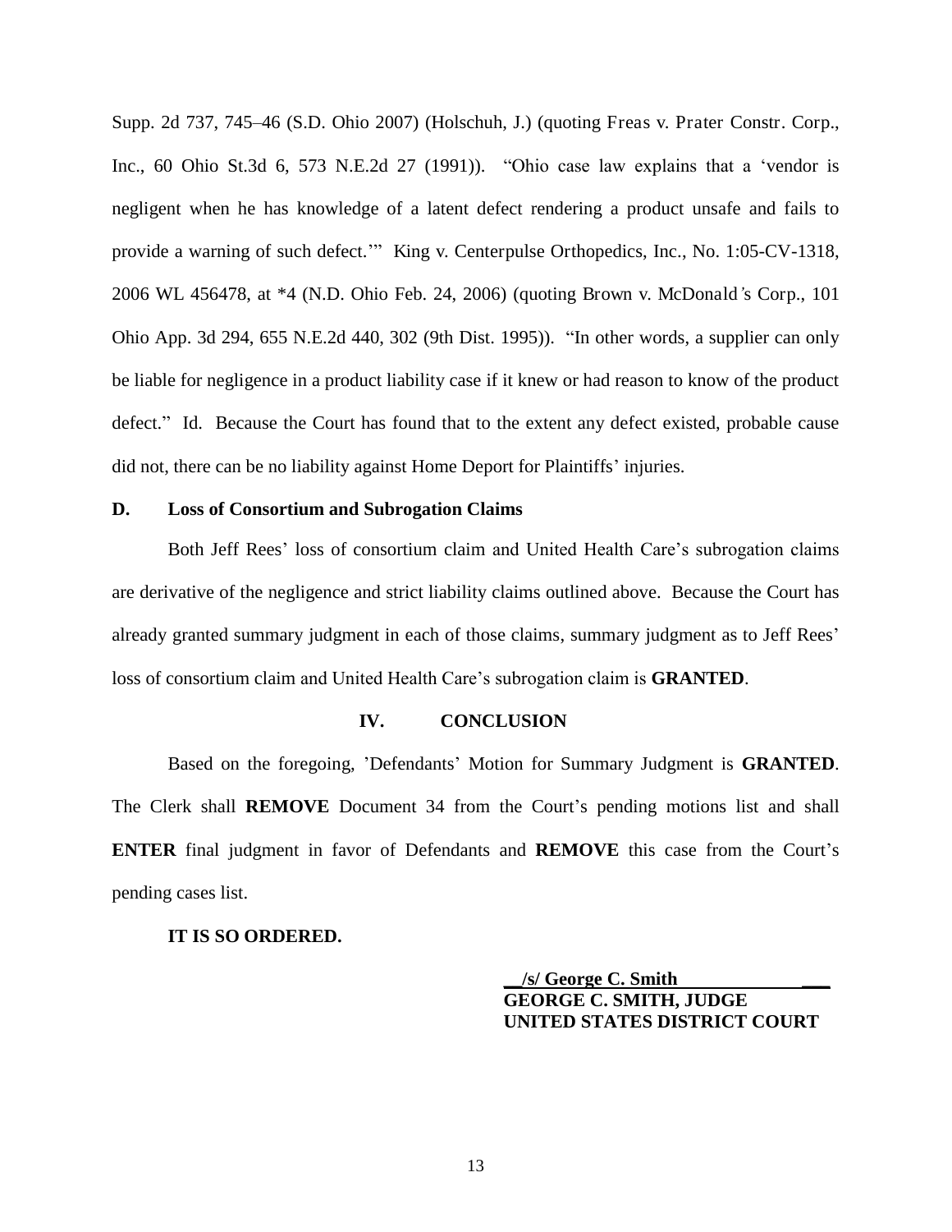Supp. 2d 737, 745–46 (S.D. Ohio 2007) (Holschuh, J.) (quoting Freas v. Prater Constr. Corp., Inc., 60 Ohio St.3d 6, 573 N.E.2d 27 (1991)). "Ohio case law explains that a 'vendor is negligent when he has knowledge of a latent defect rendering a product unsafe and fails to provide a warning of such defect.'" King v. Centerpulse Orthopedics, Inc., No. 1:05-CV-1318, 2006 WL 456478, at *4 (N.D. Ohio Feb. 24, 2006) (quoting Brown v. McDonald's Corp., 101 Ohio App. 3d 294, 655 N.E.2d 440, 302 (9th Dist. 1995)). "In other words, a supplier can only be liable for negligence in a product liability case if it knew or had reason to know of the product defect." Id. Because the Court has found that to the extent any defect existed, probable cause did not, there can be no liability against Home Deport for Plaintiffs' injuries.

### D. Loss of Consortium and Subrogation Claims

Both Jeff Rees' loss of consortium claim and United Health Care's subrogation claims are derivative of the negligence and strict liability claims outlined above. Because the Court has already granted summary judgment in each of those claims, summary judgment as to Jeff Rees' loss of consortium claim and United Health Care's subrogation claim is **GRANTED**.

## IV. CONCLUSION

Based on the foregoing, 'Defendants' Motion for Summary Judgment is **GRANTED**. The Clerk shall **REMOVE** Document 34 from the Court's pending motions list and shall **ENTER** final judgment in favor of Defendants and **REMOVE** this case from the Court's pending cases list.

**IT IS SO ORDERED.**

**/s/ George C. Smith**
**GEORGE C. SMITH, JUDGE**
**UNITED STATES DISTRICT COURT**